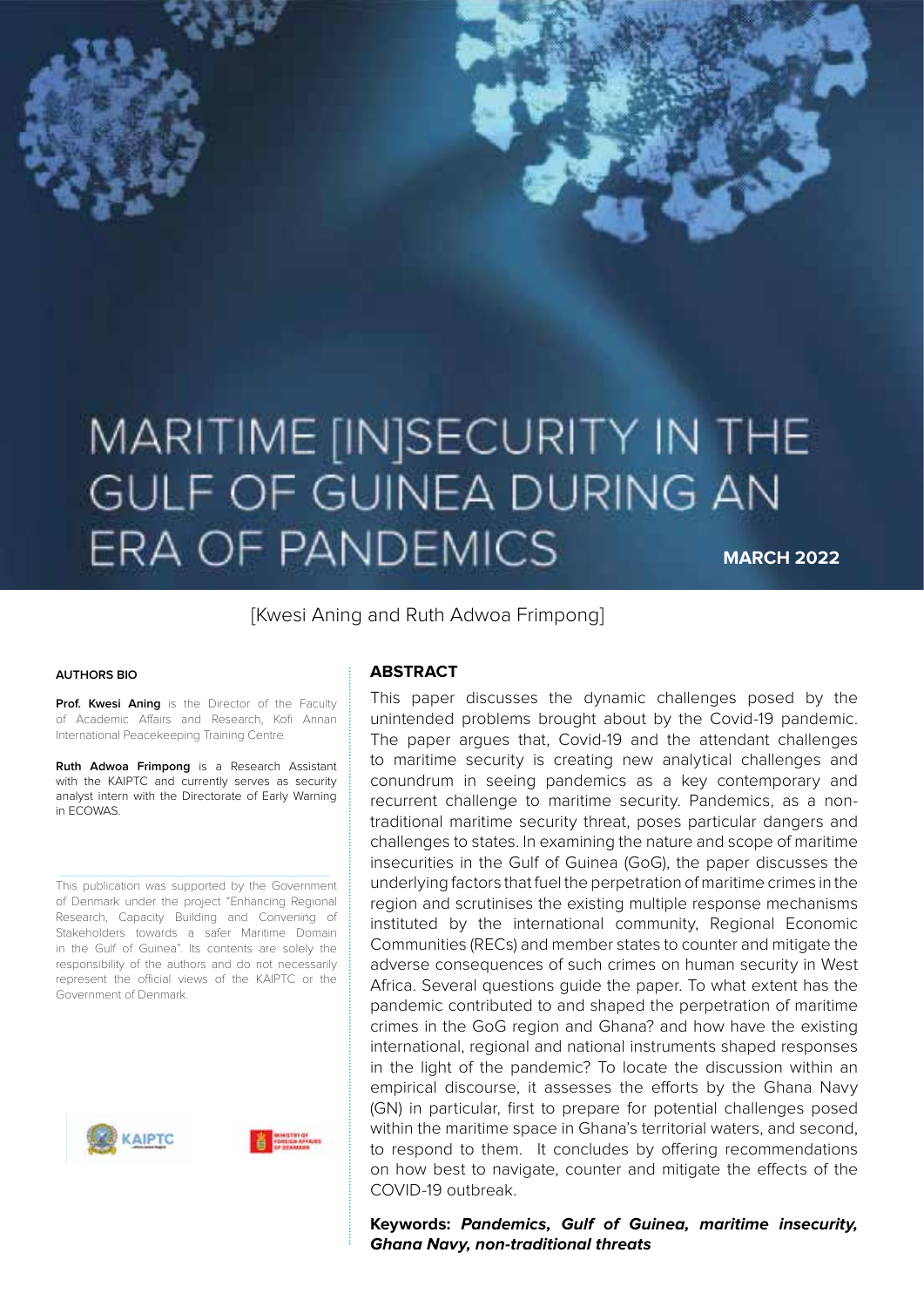# MARITIME [IN]SECURITY IN THE GULF OF GUINEA DURING AN ERA OF PANDEMICS

**MARCH 2022**

[Kwesi Aning and Ruth Adwoa Frimpong]

## ABSTRACT

This paper discusses the dynamic challenges posed by the unintended problems brought about by the Covid-19 pandemic. The paper argues that, Covid-19 and the attendant challenges to maritime security is creating new analytical challenges and conundrum in seeing pandemics as a key contemporary and recurrent challenge to maritime security. Pandemics, as a non-traditional maritime security threat, poses particular dangers and challenges to states. In examining the nature and scope of maritime insecurities in the Gulf of Guinea (GoG), the paper discusses the underlying factors that fuel the perpetration of maritime crimes in the region and scrutinises the existing multiple response mechanisms instituted by the international community, Regional Economic Communities (RECs) and member states to counter and mitigate the adverse consequences of such crimes on human security in West Africa. Several questions guide the paper. To what extent has the pandemic contributed to and shaped the perpetration of maritime crimes in the GoG region and Ghana? and how have the existing international, regional and national instruments shaped responses in the light of the pandemic? To locate the discussion within an empirical discourse, it assesses the efforts by the Ghana Navy (GN) in particular, first to prepare for potential challenges posed within the maritime space in Ghana's territorial waters, and second, to respond to them. It concludes by offering recommendations on how best to navigate, counter and mitigate the effects of the COVID-19 outbreak.

**Keywords:** ***Pandemics, Gulf of Guinea, maritime insecurity, Ghana Navy, non-traditional threats***

#### AUTHORS BIO

**Prof. Kwesi Aning** is the Director of the Faculty of Academic Affairs and Research, Kofi Annan International Peacekeeping Training Centre.

**Ruth Adwoa Frimpong** is a Research Assistant with the KAIPTC and currently serves as security analyst intern with the Directorate of Early Warning in ECOWAS.

This publication was supported by the Government of Denmark under the project "Enhancing Regional Research, Capacity Building and Convening of Stakeholders towards a safer Maritime Domain in the Gulf of Guinea". Its contents are solely the responsibility of the authors and do not necessarily represent the official views of the KAIPTC or the Government of Denmark.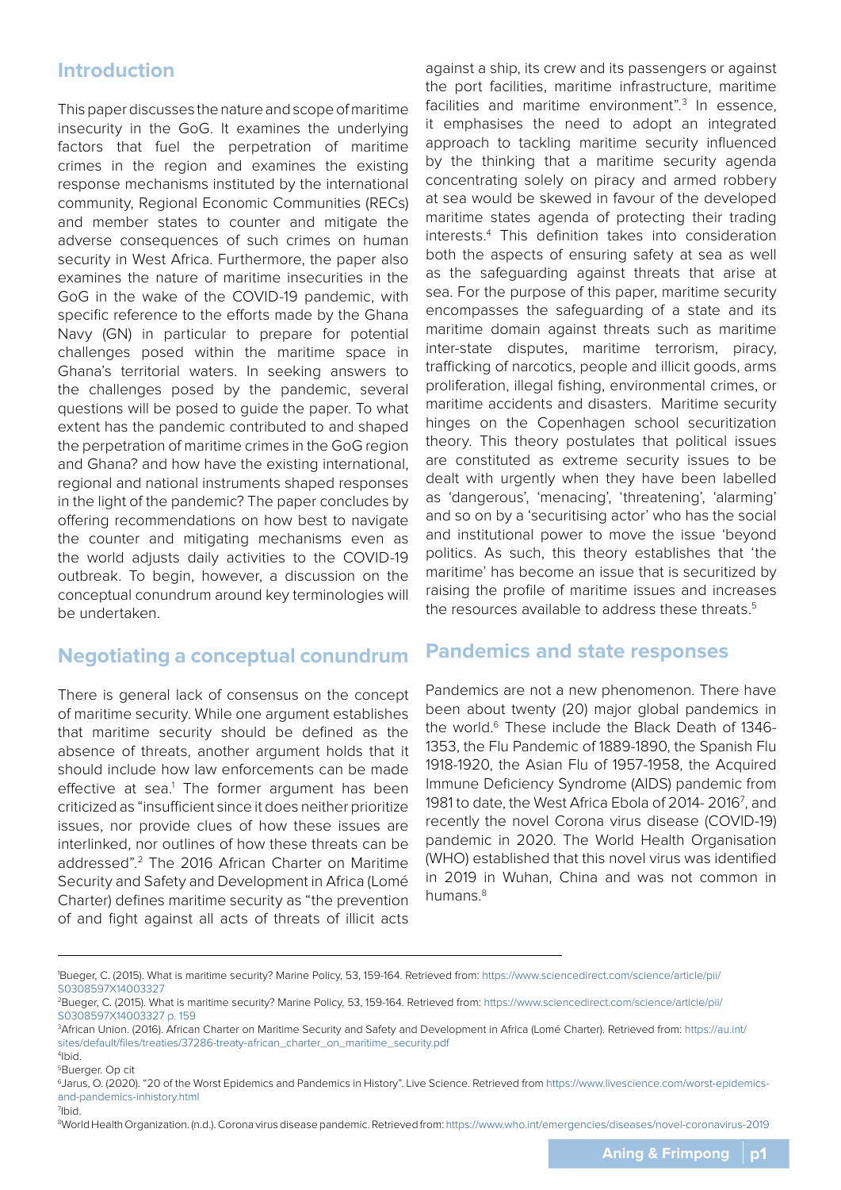## Introduction

This paper discusses the nature and scope of maritime insecurity in the GoG. It examines the underlying factors that fuel the perpetration of maritime crimes in the region and examines the existing response mechanisms instituted by the international community, Regional Economic Communities (RECs) and member states to counter and mitigate the adverse consequences of such crimes on human security in West Africa. Furthermore, the paper also examines the nature of maritime insecurities in the GoG in the wake of the COVID-19 pandemic, with specific reference to the efforts made by the Ghana Navy (GN) in particular to prepare for potential challenges posed within the maritime space in Ghana's territorial waters. In seeking answers to the challenges posed by the pandemic, several questions will be posed to guide the paper. To what extent has the pandemic contributed to and shaped the perpetration of maritime crimes in the GoG region and Ghana? and how have the existing international, regional and national instruments shaped responses in the light of the pandemic? The paper concludes by offering recommendations on how best to navigate the counter and mitigating mechanisms even as the world adjusts daily activities to the COVID-19 outbreak. To begin, however, a discussion on the conceptual conundrum around key terminologies will be undertaken.

## Negotiating a conceptual conundrum

There is general lack of consensus on the concept of maritime security. While one argument establishes that maritime security should be defined as the absence of threats, another argument holds that it should include how law enforcements can be made effective at sea.[1] The former argument has been criticized as "insufficient since it does neither prioritize issues, nor provide clues of how these issues are interlinked, nor outlines of how these threats can be addressed".[2] The 2016 African Charter on Maritime Security and Safety and Development in Africa (Lomé Charter) defines maritime security as "the prevention of and fight against all acts of threats of illicit acts against a ship, its crew and its passengers or against the port facilities, maritime infrastructure, maritime facilities and maritime environment".[3] In essence, it emphasises the need to adopt an integrated approach to tackling maritime security influenced by the thinking that a maritime security agenda concentrating solely on piracy and armed robbery at sea would be skewed in favour of the developed maritime states agenda of protecting their trading interests.[4] This definition takes into consideration both the aspects of ensuring safety at sea as well as the safeguarding against threats that arise at sea. For the purpose of this paper, maritime security encompasses the safeguarding of a state and its maritime domain against threats such as maritime inter-state disputes, maritime terrorism, piracy, trafficking of narcotics, people and illicit goods, arms proliferation, illegal fishing, environmental crimes, or maritime accidents and disasters. Maritime security hinges on the Copenhagen school securitization theory. This theory postulates that political issues are constituted as extreme security issues to be dealt with urgently when they have been labelled as 'dangerous', 'menacing', 'threatening', 'alarming' and so on by a 'securitising actor' who has the social and institutional power to move the issue 'beyond politics. As such, this theory establishes that 'the maritime' has become an issue that is securitized by raising the profile of maritime issues and increases the resources available to address these threats.[5]

## Pandemics and state responses

Pandemics are not a new phenomenon. There have been about twenty (20) major global pandemics in the world.[6] These include the Black Death of 1346-1353, the Flu Pandemic of 1889-1890, the Spanish Flu 1918-1920, the Asian Flu of 1957-1958, the Acquired Immune Deficiency Syndrome (AIDS) pandemic from 1981 to date, the West Africa Ebola of 2014- 2016[7], and recently the novel Corona virus disease (COVID-19) pandemic in 2020. The World Health Organisation (WHO) established that this novel virus was identified in 2019 in Wuhan, China and was not common in humans.[8]

---

[1] Bueger, C. (2015). What is maritime security? Marine Policy, 53, 159-164. Retrieved from: https://www.sciencedirect.com/science/article/pii/S0308597X14003327

[2] Bueger, C. (2015). What is maritime security? Marine Policy, 53, 159-164. Retrieved from: https://www.sciencedirect.com/science/article/pii/S0308597X14003327 p. 159

[3] African Union. (2016). African Charter on Maritime Security and Safety and Development in Africa (Lomé Charter). Retrieved from: https://au.int/sites/default/files/treaties/37286-treaty-african_charter_on_maritime_security.pdf

[4] Ibid.

[5] Buerger. Op cit

[6] Jarus, O. (2020). "20 of the Worst Epidemics and Pandemics in History". Live Science. Retrieved from https://www.livescience.com/worst-epidemics-and-pandemics-inhistory.html

[7] Ibid.

[8] World Health Organization. (n.d.). Corona virus disease pandemic. Retrieved from: https://www.who.int/emergencies/diseases/novel-coronavirus-2019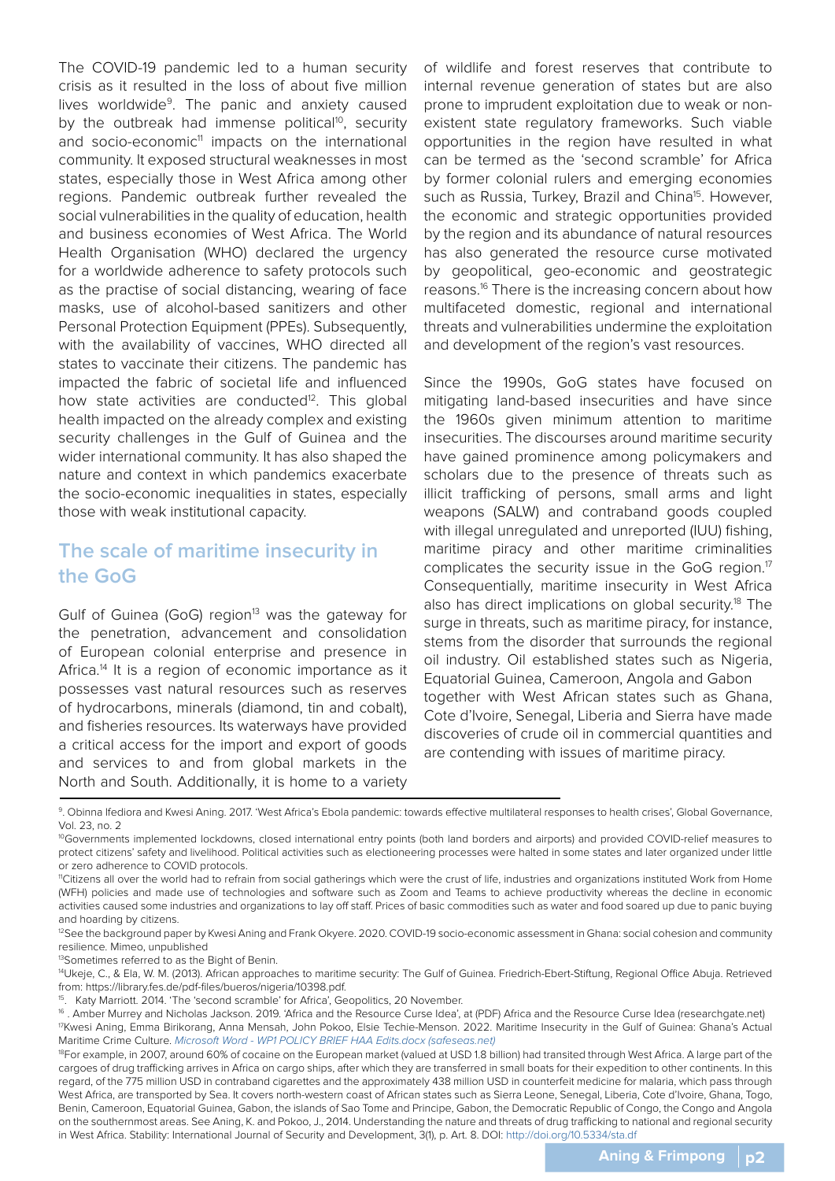The COVID-19 pandemic led to a human security crisis as it resulted in the loss of about five million lives worldwide[9]. The panic and anxiety caused by the outbreak had immense political[10], security and socio-economic[11] impacts on the international community. It exposed structural weaknesses in most states, especially those in West Africa among other regions. Pandemic outbreak further revealed the social vulnerabilities in the quality of education, health and business economies of West Africa. The World Health Organisation (WHO) declared the urgency for a worldwide adherence to safety protocols such as the practise of social distancing, wearing of face masks, use of alcohol-based sanitizers and other Personal Protection Equipment (PPEs). Subsequently, with the availability of vaccines, WHO directed all states to vaccinate their citizens. The pandemic has impacted the fabric of societal life and influenced how state activities are conducted[12]. This global health impacted on the already complex and existing security challenges in the Gulf of Guinea and the wider international community. It has also shaped the nature and context in which pandemics exacerbate the socio-economic inequalities in states, especially those with weak institutional capacity.

## The scale of maritime insecurity in the GoG

Gulf of Guinea (GoG) region[13] was the gateway for the penetration, advancement and consolidation of European colonial enterprise and presence in Africa.[14] It is a region of economic importance as it possesses vast natural resources such as reserves of hydrocarbons, minerals (diamond, tin and cobalt), and fisheries resources. Its waterways have provided a critical access for the import and export of goods and services to and from global markets in the North and South. Additionally, it is home to a variety of wildlife and forest reserves that contribute to internal revenue generation of states but are also prone to imprudent exploitation due to weak or non-existent state regulatory frameworks. Such viable opportunities in the region have resulted in what can be termed as the 'second scramble' for Africa by former colonial rulers and emerging economies such as Russia, Turkey, Brazil and China[15]. However, the economic and strategic opportunities provided by the region and its abundance of natural resources has also generated the resource curse motivated by geopolitical, geo-economic and geostrategic reasons.[16] There is the increasing concern about how multifaceted domestic, regional and international threats and vulnerabilities undermine the exploitation and development of the region's vast resources.

Since the 1990s, GoG states have focused on mitigating land-based insecurities and have since the 1960s given minimum attention to maritime insecurities. The discourses around maritime security have gained prominence among policymakers and scholars due to the presence of threats such as illicit trafficking of persons, small arms and light weapons (SALW) and contraband goods coupled with illegal unregulated and unreported (IUU) fishing, maritime piracy and other maritime criminalities complicates the security issue in the GoG region.[17] Consequentially, maritime insecurity in West Africa also has direct implications on global security.[18] The surge in threats, such as maritime piracy, for instance, stems from the disorder that surrounds the regional oil industry. Oil established states such as Nigeria, Equatorial Guinea, Cameroon, Angola and Gabon together with West African states such as Ghana, Cote d'Ivoire, Senegal, Liberia and Sierra have made discoveries of crude oil in commercial quantities and are contending with issues of maritime piracy.

---

[9]. Obinna Ifediora and Kwesi Aning. 2017. 'West Africa's Ebola pandemic: towards effective multilateral responses to health crises', Global Governance, Vol. 23, no. 2

[10]Governments implemented lockdowns, closed international entry points (both land borders and airports) and provided COVID-relief measures to protect citizens' safety and livelihood. Political activities such as electioneering processes were halted in some states and later organized under little or zero adherence to COVID protocols.

[11]Citizens all over the world had to refrain from social gatherings which were the crust of life, industries and organizations instituted Work from Home (WFH) policies and made use of technologies and software such as Zoom and Teams to achieve productivity whereas the decline in economic activities caused some industries and organizations to lay off staff. Prices of basic commodities such as water and food soared up due to panic buying and hoarding by citizens.

[12]See the background paper by Kwesi Aning and Frank Okyere. 2020. COVID-19 socio-economic assessment in Ghana: social cohesion and community resilience. Mimeo, unpublished

[13]Sometimes referred to as the Bight of Benin.

[14]Ukeje, C., & Ela, W. M. (2013). African approaches to maritime security: The Gulf of Guinea. Friedrich-Ebert-Stiftung, Regional Office Abuja. Retrieved from: https://library.fes.de/pdf-files/bueros/nigeria/10398.pdf.

[15]. Katy Marriott. 2014. 'The 'second scramble' for Africa', Geopolitics, 20 November.

[16] . Amber Murrey and Nicholas Jackson. 2019. 'Africa and the Resource Curse Idea', at (PDF) Africa and the Resource Curse Idea (researchgate.net)

[17]Kwesi Aning, Emma Birikorang, Anna Mensah, John Pokoo, Elsie Techie-Menson. 2022. Maritime Insecurity in the Gulf of Guinea: Ghana's Actual Maritime Crime Culture. *Microsoft Word - WP1 POLICY BRIEF HAA Edits.docx (safeseas.net)*

[18]For example, in 2007, around 60% of cocaine on the European market (valued at USD 1.8 billion) had transited through West Africa. A large part of the cargoes of drug trafficking arrives in Africa on cargo ships, after which they are transferred in small boats for their expedition to other continents. In this regard, of the 775 million USD in contraband cigarettes and the approximately 438 million USD in counterfeit medicine for malaria, which pass through West Africa, are transported by Sea. It covers north-western coast of African states such as Sierra Leone, Senegal, Liberia, Cote d'Ivoire, Ghana, Togo, Benin, Cameroon, Equatorial Guinea, Gabon, the islands of Sao Tome and Principe, Gabon, the Democratic Republic of Congo, the Congo and Angola on the southernmost areas. See Aning, K. and Pokoo, J., 2014. Understanding the nature and threats of drug trafficking to national and regional security in West Africa. Stability: International Journal of Security and Development, 3(1), p. Art. 8. DOI: http://doi.org/10.5334/sta.df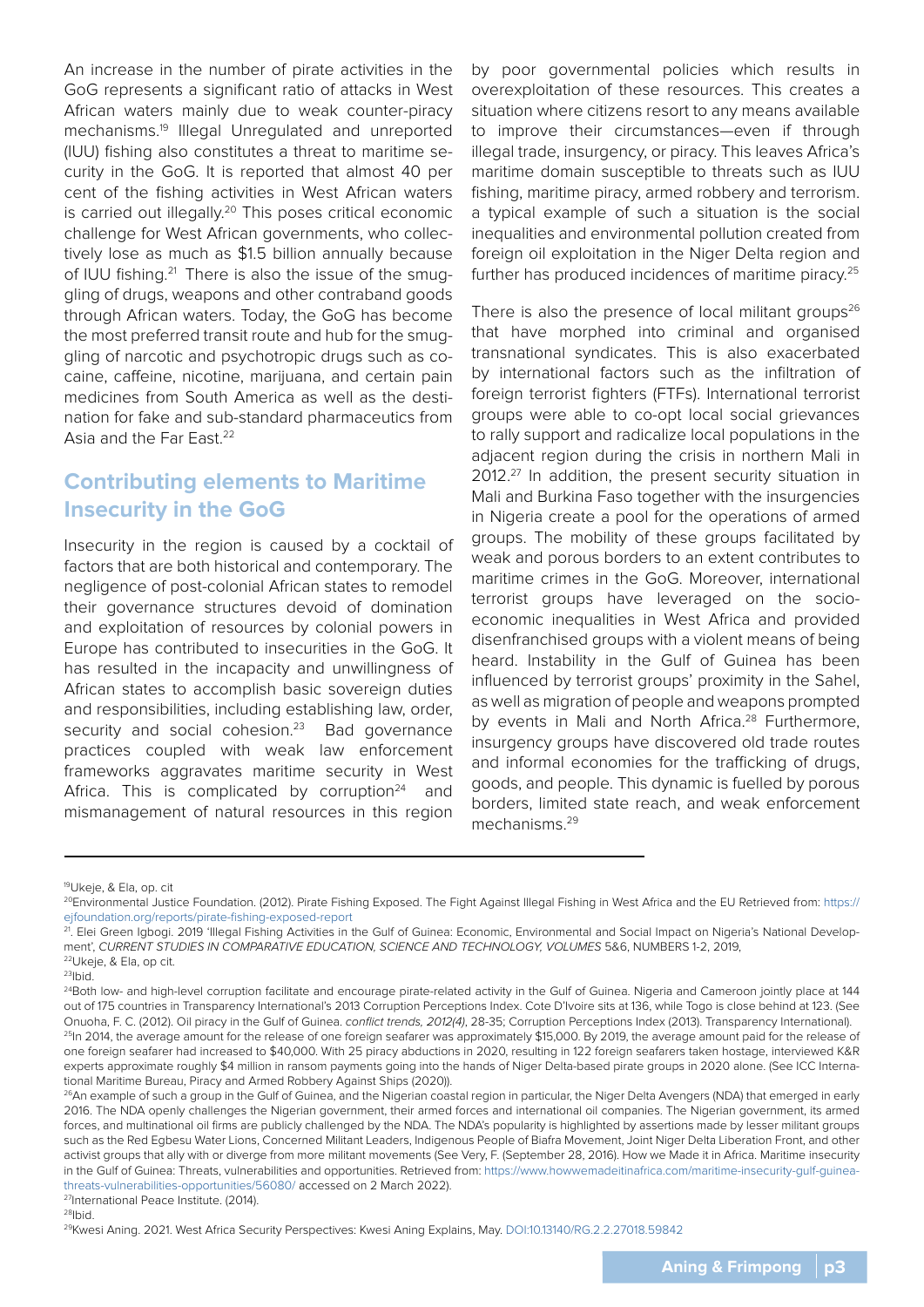An increase in the number of pirate activities in the GoG represents a significant ratio of attacks in West African waters mainly due to weak counter-piracy mechanisms.[19] Illegal Unregulated and unreported (IUU) fishing also constitutes a threat to maritime security in the GoG. It is reported that almost 40 per cent of the fishing activities in West African waters is carried out illegally.[20] This poses critical economic challenge for West African governments, who collectively lose as much as $1.5 billion annually because of IUU fishing.[21] There is also the issue of the smuggling of drugs, weapons and other contraband goods through African waters. Today, the GoG has become the most preferred transit route and hub for the smuggling of narcotic and psychotropic drugs such as cocaine, caffeine, nicotine, marijuana, and certain pain medicines from South America as well as the destination for fake and sub-standard pharmaceutics from Asia and the Far East.[22]

## Contributing elements to Maritime Insecurity in the GoG

Insecurity in the region is caused by a cocktail of factors that are both historical and contemporary. The negligence of post-colonial African states to remodel their governance structures devoid of domination and exploitation of resources by colonial powers in Europe has contributed to insecurities in the GoG. It has resulted in the incapacity and unwillingness of African states to accomplish basic sovereign duties and responsibilities, including establishing law, order, security and social cohesion.[23] Bad governance practices coupled with weak law enforcement frameworks aggravates maritime security in West Africa. This is complicated by corruption[24] and mismanagement of natural resources in this region by poor governmental policies which results in overexploitation of these resources. This creates a situation where citizens resort to any means available to improve their circumstances—even if through illegal trade, insurgency, or piracy. This leaves Africa's maritime domain susceptible to threats such as IUU fishing, maritime piracy, armed robbery and terrorism. a typical example of such a situation is the social inequalities and environmental pollution created from foreign oil exploitation in the Niger Delta region and further has produced incidences of maritime piracy.[25]

There is also the presence of local militant groups[26] that have morphed into criminal and organised transnational syndicates. This is also exacerbated by international factors such as the infiltration of foreign terrorist fighters (FTFs). International terrorist groups were able to co-opt local social grievances to rally support and radicalize local populations in the adjacent region during the crisis in northern Mali in 2012.[27] In addition, the present security situation in Mali and Burkina Faso together with the insurgencies in Nigeria create a pool for the operations of armed groups. The mobility of these groups facilitated by weak and porous borders to an extent contributes to maritime crimes in the GoG. Moreover, international terrorist groups have leveraged on the socio-economic inequalities in West Africa and provided disenfranchised groups with a violent means of being heard. Instability in the Gulf of Guinea has been influenced by terrorist groups' proximity in the Sahel, as well as migration of people and weapons prompted by events in Mali and North Africa.[28] Furthermore, insurgency groups have discovered old trade routes and informal economies for the trafficking of drugs, goods, and people. This dynamic is fuelled by porous borders, limited state reach, and weak enforcement mechanisms.[29]

---

[19] Ukeje, & Ela, op. cit

[20] Environmental Justice Foundation. (2012). Pirate Fishing Exposed. The Fight Against Illegal Fishing in West Africa and the EU Retrieved from: https://ejfoundation.org/reports/pirate-fishing-exposed-report

[21]. Elei Green Igbogi. 2019 'Illegal Fishing Activities in the Gulf of Guinea: Economic, Environmental and Social Impact on Nigeria's National Development', *CURRENT STUDIES IN COMPARATIVE EDUCATION, SCIENCE AND TECHNOLOGY, VOLUMES* 5&6, NUMBERS 1-2, 2019,

[22] Ukeje, & Ela, op cit.

[23] Ibid.

[24] Both low- and high-level corruption facilitate and encourage pirate-related activity in the Gulf of Guinea. Nigeria and Cameroon jointly place at 144 out of 175 countries in Transparency International's 2013 Corruption Perceptions Index. Cote D'Ivoire sits at 136, while Togo is close behind at 123. (See Onuoha, F. C. (2012). Oil piracy in the Gulf of Guinea. *conflict trends, 2012(4)*, 28-35; Corruption Perceptions Index (2013). Transparency International).

[25] In 2014, the average amount for the release of one foreign seafarer was approximately $15,000. By 2019, the average amount paid for the release of one foreign seafarer had increased to $40,000. With 25 piracy abductions in 2020, resulting in 122 foreign seafarers taken hostage, interviewed K&R experts approximate roughly $4 million in ransom payments going into the hands of Niger Delta-based pirate groups in 2020 alone. (See ICC International Maritime Bureau, Piracy and Armed Robbery Against Ships (2020)).

[26] An example of such a group in the Gulf of Guinea, and the Nigerian coastal region in particular, the Niger Delta Avengers (NDA) that emerged in early 2016. The NDA openly challenges the Nigerian government, their armed forces and international oil companies. The Nigerian government, its armed forces, and multinational oil firms are publicly challenged by the NDA. The NDA's popularity is highlighted by assertions made by lesser militant groups such as the Red Egbesu Water Lions, Concerned Militant Leaders, Indigenous People of Biafra Movement, Joint Niger Delta Liberation Front, and other activist groups that ally with or diverge from more militant movements (See Very, F. (September 28, 2016). How we Made it in Africa. Maritime insecurity in the Gulf of Guinea: Threats, vulnerabilities and opportunities. Retrieved from: https://www.howwemadeitinafrica.com/maritime-insecurity-gulf-guinea-threats-vulnerabilities-opportunities/56080/ accessed on 2 March 2022).

[27] International Peace Institute. (2014).

[28] Ibid.

[29] Kwesi Aning. 2021. West Africa Security Perspectives: Kwesi Aning Explains, May. DOI:10.13140/RG.2.2.27018.59842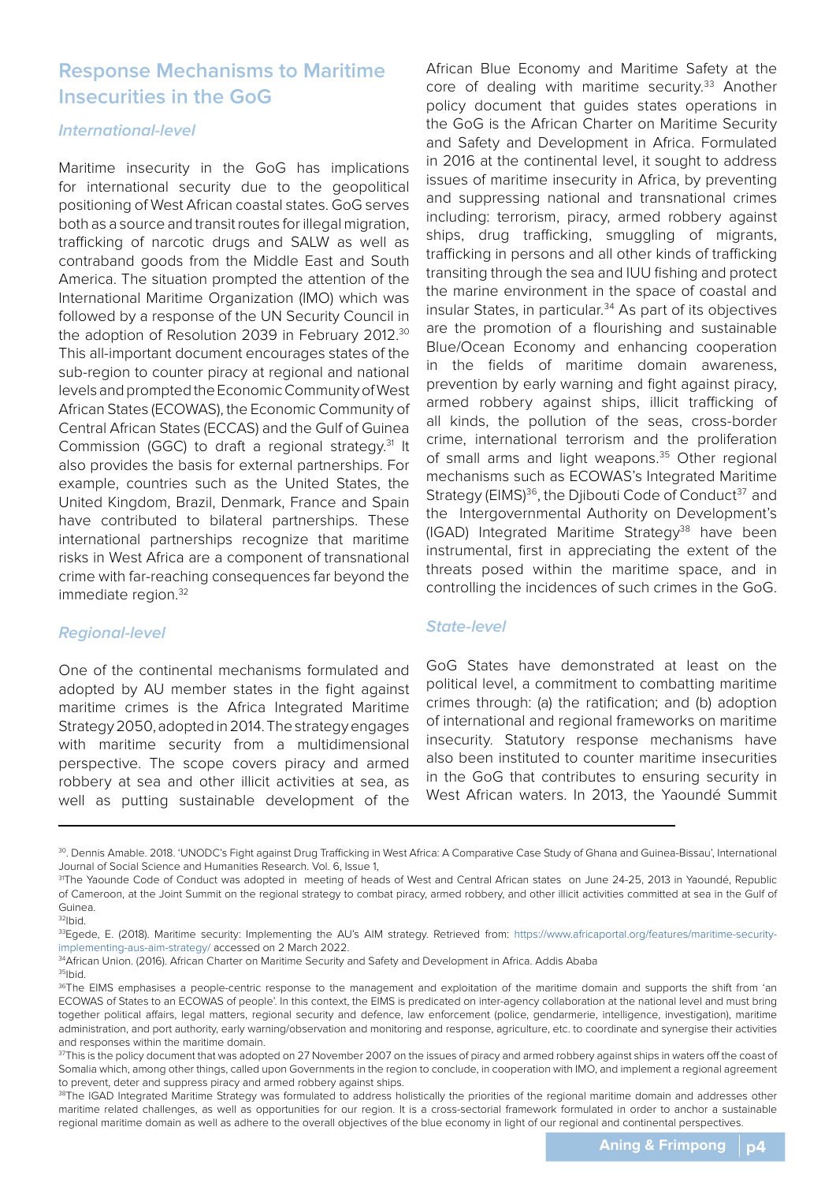## Response Mechanisms to Maritime Insecurities in the GoG

### *International-level*

Maritime insecurity in the GoG has implications for international security due to the geopolitical positioning of West African coastal states. GoG serves both as a source and transit routes for illegal migration, trafficking of narcotic drugs and SALW as well as contraband goods from the Middle East and South America. The situation prompted the attention of the International Maritime Organization (IMO) which was followed by a response of the UN Security Council in the adoption of Resolution 2039 in February 2012.[30] This all-important document encourages states of the sub-region to counter piracy at regional and national levels and prompted the Economic Community of West African States (ECOWAS), the Economic Community of Central African States (ECCAS) and the Gulf of Guinea Commission (GGC) to draft a regional strategy.[31] It also provides the basis for external partnerships. For example, countries such as the United States, the United Kingdom, Brazil, Denmark, France and Spain have contributed to bilateral partnerships. These international partnerships recognize that maritime risks in West Africa are a component of transnational crime with far-reaching consequences far beyond the immediate region.[32]

### *Regional-level*

One of the continental mechanisms formulated and adopted by AU member states in the fight against maritime crimes is the Africa Integrated Maritime Strategy 2050, adopted in 2014. The strategy engages with maritime security from a multidimensional perspective. The scope covers piracy and armed robbery at sea and other illicit activities at sea, as well as putting sustainable development of the African Blue Economy and Maritime Safety at the core of dealing with maritime security.[33] Another policy document that guides states operations in the GoG is the African Charter on Maritime Security and Safety and Development in Africa. Formulated in 2016 at the continental level, it sought to address issues of maritime insecurity in Africa, by preventing and suppressing national and transnational crimes including: terrorism, piracy, armed robbery against ships, drug trafficking, smuggling of migrants, trafficking in persons and all other kinds of trafficking transiting through the sea and IUU fishing and protect the marine environment in the space of coastal and insular States, in particular.[34] As part of its objectives are the promotion of a flourishing and sustainable Blue/Ocean Economy and enhancing cooperation in the fields of maritime domain awareness, prevention by early warning and fight against piracy, armed robbery against ships, illicit trafficking of all kinds, the pollution of the seas, cross-border crime, international terrorism and the proliferation of small arms and light weapons.[35] Other regional mechanisms such as ECOWAS's Integrated Maritime Strategy (EIMS)[36], the Djibouti Code of Conduct[37] and the Intergovernmental Authority on Development's (IGAD) Integrated Maritime Strategy[38] have been instrumental, first in appreciating the extent of the threats posed within the maritime space, and in controlling the incidences of such crimes in the GoG.

### *State-level*

GoG States have demonstrated at least on the political level, a commitment to combatting maritime crimes through: (a) the ratification; and (b) adoption of international and regional frameworks on maritime insecurity. Statutory response mechanisms have also been instituted to counter maritime insecurities in the GoG that contributes to ensuring security in West African waters. In 2013, the Yaoundé Summit

---

[30]. Dennis Amable. 2018. 'UNODC's Fight against Drug Trafficking in West Africa: A Comparative Case Study of Ghana and Guinea-Bissau', International Journal of Social Science and Humanities Research. Vol. 6, Issue 1,

[31]The Yaounde Code of Conduct was adopted in meeting of heads of West and Central African states on June 24-25, 2013 in Yaoundé, Republic of Cameroon, at the Joint Summit on the regional strategy to combat piracy, armed robbery, and other illicit activities committed at sea in the Gulf of Guinea.

[32]Ibid.

[33]Egede, E. (2018). Maritime security: Implementing the AU's AIM strategy. Retrieved from: https://www.africaportal.org/features/maritime-security-implementing-aus-aim-strategy/ accessed on 2 March 2022.

[34]African Union. (2016). African Charter on Maritime Security and Safety and Development in Africa. Addis Ababa

[35]Ibid.

[36]The EIMS emphasises a people-centric response to the management and exploitation of the maritime domain and supports the shift from 'an ECOWAS of States to an ECOWAS of people'. In this context, the EIMS is predicated on inter-agency collaboration at the national level and must bring together political affairs, legal matters, regional security and defence, law enforcement (police, gendarmerie, intelligence, investigation), maritime administration, and port authority, early warning/observation and monitoring and response, agriculture, etc. to coordinate and synergise their activities and responses within the maritime domain.

[37]This is the policy document that was adopted on 27 November 2007 on the issues of piracy and armed robbery against ships in waters off the coast of Somalia which, among other things, called upon Governments in the region to conclude, in cooperation with IMO, and implement a regional agreement to prevent, deter and suppress piracy and armed robbery against ships.

[38]The IGAD Integrated Maritime Strategy was formulated to address holistically the priorities of the regional maritime domain and addresses other maritime related challenges, as well as opportunities for our region. It is a cross-sectorial framework formulated in order to anchor a sustainable regional maritime domain as well as adhere to the overall objectives of the blue economy in light of our regional and continental perspectives.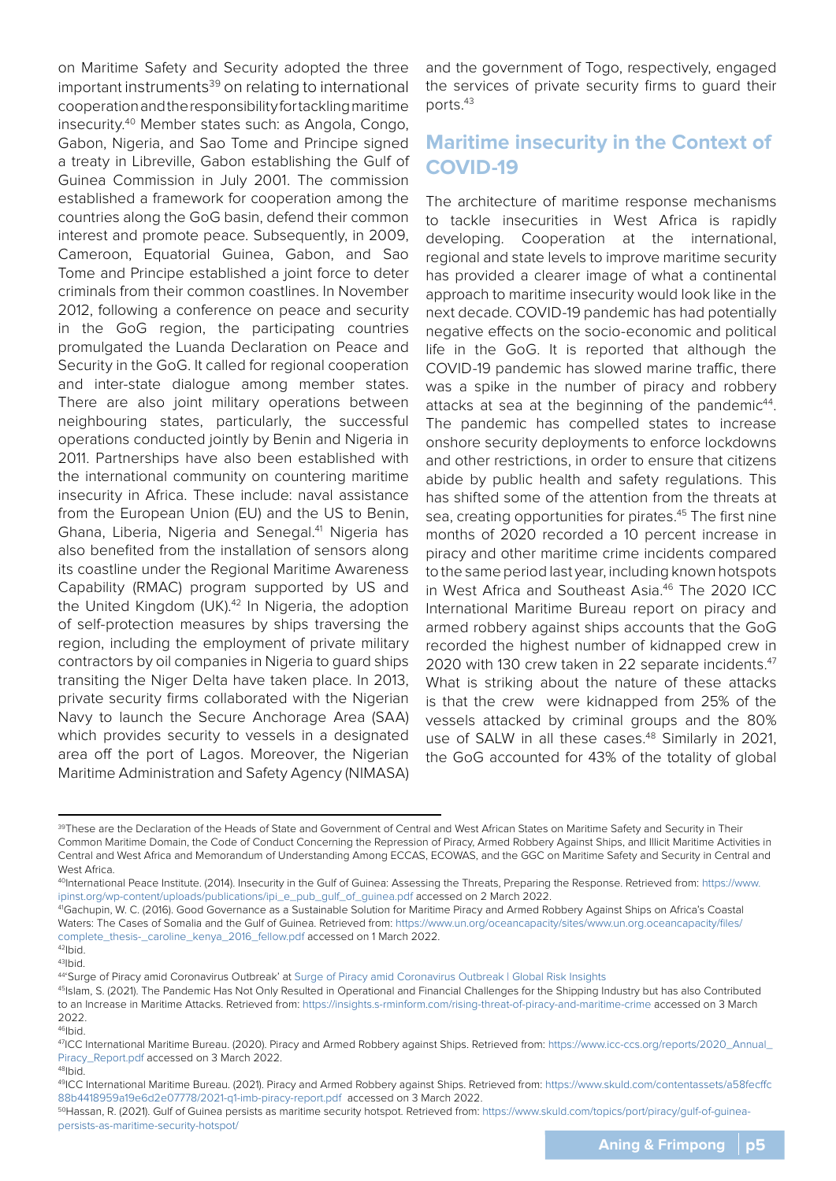on Maritime Safety and Security adopted the three important instruments[39] on relating to international cooperation and the responsibility for tackling maritime insecurity.[40] Member states such: as Angola, Congo, Gabon, Nigeria, and Sao Tome and Principe signed a treaty in Libreville, Gabon establishing the Gulf of Guinea Commission in July 2001. The commission established a framework for cooperation among the countries along the GoG basin, defend their common interest and promote peace. Subsequently, in 2009, Cameroon, Equatorial Guinea, Gabon, and Sao Tome and Principe established a joint force to deter criminals from their common coastlines. In November 2012, following a conference on peace and security in the GoG region, the participating countries promulgated the Luanda Declaration on Peace and Security in the GoG. It called for regional cooperation and inter-state dialogue among member states. There are also joint military operations between neighbouring states, particularly, the successful operations conducted jointly by Benin and Nigeria in 2011. Partnerships have also been established with the international community on countering maritime insecurity in Africa. These include: naval assistance from the European Union (EU) and the US to Benin, Ghana, Liberia, Nigeria and Senegal.[41] Nigeria has also benefited from the installation of sensors along its coastline under the Regional Maritime Awareness Capability (RMAC) program supported by US and the United Kingdom (UK).[42] In Nigeria, the adoption of self-protection measures by ships traversing the region, including the employment of private military contractors by oil companies in Nigeria to guard ships transiting the Niger Delta have taken place. In 2013, private security firms collaborated with the Nigerian Navy to launch the Secure Anchorage Area (SAA) which provides security to vessels in a designated area off the port of Lagos. Moreover, the Nigerian Maritime Administration and Safety Agency (NIMASA) and the government of Togo, respectively, engaged the services of private security firms to guard their ports.[43]

## Maritime insecurity in the Context of COVID-19

The architecture of maritime response mechanisms to tackle insecurities in West Africa is rapidly developing. Cooperation at the international, regional and state levels to improve maritime security has provided a clearer image of what a continental approach to maritime insecurity would look like in the next decade. COVID-19 pandemic has had potentially negative effects on the socio-economic and political life in the GoG. It is reported that although the COVID-19 pandemic has slowed marine traffic, there was a spike in the number of piracy and robbery attacks at sea at the beginning of the pandemic[44]. The pandemic has compelled states to increase onshore security deployments to enforce lockdowns and other restrictions, in order to ensure that citizens abide by public health and safety regulations. This has shifted some of the attention from the threats at sea, creating opportunities for pirates.[45] The first nine months of 2020 recorded a 10 percent increase in piracy and other maritime crime incidents compared to the same period last year, including known hotspots in West Africa and Southeast Asia.[46] The 2020 ICC International Maritime Bureau report on piracy and armed robbery against ships accounts that the GoG recorded the highest number of kidnapped crew in 2020 with 130 crew taken in 22 separate incidents.[47] What is striking about the nature of these attacks is that the crew were kidnapped from 25% of the vessels attacked by criminal groups and the 80% use of SALW in all these cases.[48] Similarly in 2021, the GoG accounted for 43% of the totality of global

---

[39] These are the Declaration of the Heads of State and Government of Central and West African States on Maritime Safety and Security in Their Common Maritime Domain, the Code of Conduct Concerning the Repression of Piracy, Armed Robbery Against Ships, and Illicit Maritime Activities in Central and West Africa and Memorandum of Understanding Among ECCAS, ECOWAS, and the GGC on Maritime Safety and Security in Central and West Africa.

[40] International Peace Institute. (2014). Insecurity in the Gulf of Guinea: Assessing the Threats, Preparing the Response. Retrieved from: https://www.ipinst.org/wp-content/uploads/publications/ipi_e_pub_gulf_of_guinea.pdf accessed on 2 March 2022.

[41] Gachupin, W. C. (2016). Good Governance as a Sustainable Solution for Maritime Piracy and Armed Robbery Against Ships on Africa's Coastal Waters: The Cases of Somalia and the Gulf of Guinea. Retrieved from: https://www.un.org/oceancapacity/sites/www.un.org.oceancapacity/files/complete_thesis-_caroline_kenya_2016_fellow.pdf accessed on 1 March 2022.

[42] Ibid.

[43] Ibid.

[44] 'Surge of Piracy amid Coronavirus Outbreak' at Surge of Piracy amid Coronavirus Outbreak | Global Risk Insights

[45] Islam, S. (2021). The Pandemic Has Not Only Resulted in Operational and Financial Challenges for the Shipping Industry but has also Contributed to an Increase in Maritime Attacks. Retrieved from: https://insights.s-rminform.com/rising-threat-of-piracy-and-maritime-crime accessed on 3 March 2022.

[46] Ibid.

[47] ICC International Maritime Bureau. (2020). Piracy and Armed Robbery against Ships. Retrieved from: https://www.icc-ccs.org/reports/2020_Annual_Piracy_Report.pdf accessed on 3 March 2022.

[48] Ibid.

[49] ICC International Maritime Bureau. (2021). Piracy and Armed Robbery against Ships. Retrieved from: https://www.skuld.com/contentassets/a58fecffc88b4418959a19e6d2e07778/2021-q1-imb-piracy-report.pdf accessed on 3 March 2022.

[50] Hassan, R. (2021). Gulf of Guinea persists as maritime security hotspot. Retrieved from: https://www.skuld.com/topics/port/piracy/gulf-of-guinea-persists-as-maritime-security-hotspot/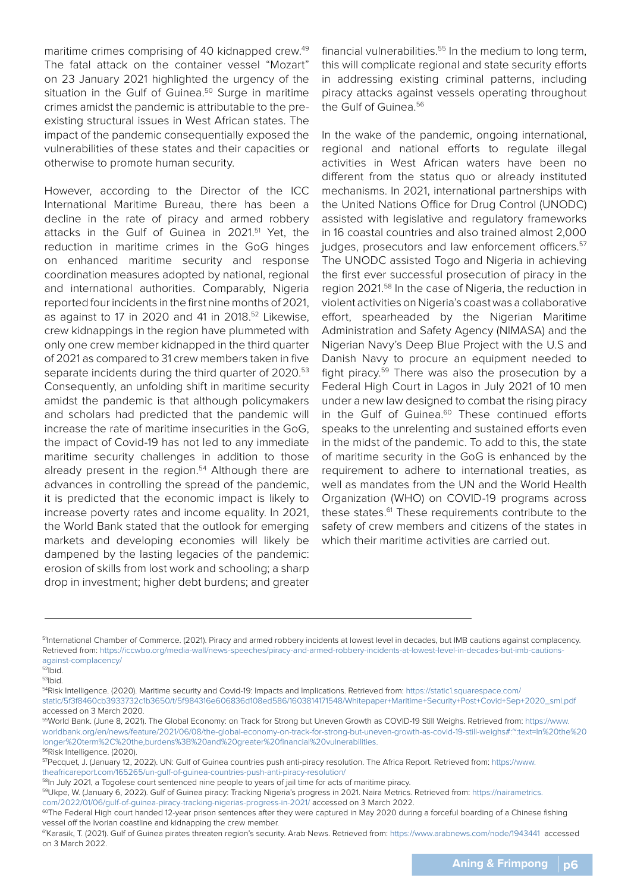maritime crimes comprising of 40 kidnapped crew.[49] The fatal attack on the container vessel "Mozart" on 23 January 2021 highlighted the urgency of the situation in the Gulf of Guinea.[50] Surge in maritime crimes amidst the pandemic is attributable to the pre-existing structural issues in West African states. The impact of the pandemic consequentially exposed the vulnerabilities of these states and their capacities or otherwise to promote human security.

However, according to the Director of the ICC International Maritime Bureau, there has been a decline in the rate of piracy and armed robbery attacks in the Gulf of Guinea in 2021.[51] Yet, the reduction in maritime crimes in the GoG hinges on enhanced maritime security and response coordination measures adopted by national, regional and international authorities. Comparably, Nigeria reported four incidents in the first nine months of 2021, as against to 17 in 2020 and 41 in 2018.[52] Likewise, crew kidnappings in the region have plummeted with only one crew member kidnapped in the third quarter of 2021 as compared to 31 crew members taken in five separate incidents during the third quarter of 2020.[53] Consequently, an unfolding shift in maritime security amidst the pandemic is that although policymakers and scholars had predicted that the pandemic will increase the rate of maritime insecurities in the GoG, the impact of Covid-19 has not led to any immediate maritime security challenges in addition to those already present in the region.[54] Although there are advances in controlling the spread of the pandemic, it is predicted that the economic impact is likely to increase poverty rates and income equality. In 2021, the World Bank stated that the outlook for emerging markets and developing economies will likely be dampened by the lasting legacies of the pandemic: erosion of skills from lost work and schooling; a sharp drop in investment; higher debt burdens; and greater financial vulnerabilities.[55] In the medium to long term, this will complicate regional and state security efforts in addressing existing criminal patterns, including piracy attacks against vessels operating throughout the Gulf of Guinea.[56]

In the wake of the pandemic, ongoing international, regional and national efforts to regulate illegal activities in West African waters have been no different from the status quo or already instituted mechanisms. In 2021, international partnerships with the United Nations Office for Drug Control (UNODC) assisted with legislative and regulatory frameworks in 16 coastal countries and also trained almost 2,000 judges, prosecutors and law enforcement officers.[57] The UNODC assisted Togo and Nigeria in achieving the first ever successful prosecution of piracy in the region 2021.[58] In the case of Nigeria, the reduction in violent activities on Nigeria's coast was a collaborative effort, spearheaded by the Nigerian Maritime Administration and Safety Agency (NIMASA) and the Nigerian Navy's Deep Blue Project with the U.S and Danish Navy to procure an equipment needed to fight piracy.[59] There was also the prosecution by a Federal High Court in Lagos in July 2021 of 10 men under a new law designed to combat the rising piracy in the Gulf of Guinea.[60] These continued efforts speaks to the unrelenting and sustained efforts even in the midst of the pandemic. To add to this, the state of maritime security in the GoG is enhanced by the requirement to adhere to international treaties, as well as mandates from the UN and the World Health Organization (WHO) on COVID-19 programs across these states.[61] These requirements contribute to the safety of crew members and citizens of the states in which their maritime activities are carried out.

---

[51] International Chamber of Commerce. (2021). Piracy and armed robbery incidents at lowest level in decades, but IMB cautions against complacency. Retrieved from: https://iccwbo.org/media-wall/news-speeches/piracy-and-armed-robbery-incidents-at-lowest-level-in-decades-but-imb-cautions-against-complacency/

[52] Ibid.

[53] Ibid.

[54] Risk Intelligence. (2020). Maritime security and Covid-19: Impacts and Implications. Retrieved from: https://static1.squarespace.com/static/5f3f8460cb3933732c1b3650/t/5f984316e606836d108ed586/1603814171548/Whitepaper+Maritime+Security+Post+Covid+Sep+2020_sml.pdf accessed on 3 March 2020.

[55] World Bank. (June 8, 2021). The Global Economy: on Track for Strong but Uneven Growth as COVID-19 Still Weighs. Retrieved from: https://www.worldbank.org/en/news/feature/2021/06/08/the-global-economy-on-track-for-strong-but-uneven-growth-as-covid-19-still-weighs#:~:text=In%20the%20longer%20term%2C%20the,burdens%3B%20and%20greater%20financial%20vulnerabilities.

[56] Risk Intelligence. (2020).

[57] Pecquet, J. (January 12, 2022). UN: Gulf of Guinea countries push anti-piracy resolution. The Africa Report. Retrieved from: https://www.theafricareport.com/165265/un-gulf-of-guinea-countries-push-anti-piracy-resolution/

[58] In July 2021, a Togolese court sentenced nine people to years of jail time for acts of maritime piracy.

[59] Ukpe, W. (January 6, 2022). Gulf of Guinea piracy: Tracking Nigeria's progress in 2021. Naira Metrics. Retrieved from: https://nairametrics.com/2022/01/06/gulf-of-guinea-piracy-tracking-nigerias-progress-in-2021/ accessed on 3 March 2022.

[60] The Federal High court handed 12-year prison sentences after they were captured in May 2020 during a forceful boarding of a Chinese fishing vessel off the Ivorian coastline and kidnapping the crew member.

[61] Karasik, T. (2021). Gulf of Guinea pirates threaten region's security. Arab News. Retrieved from: https://www.arabnews.com/node/1943441 accessed on 3 March 2022.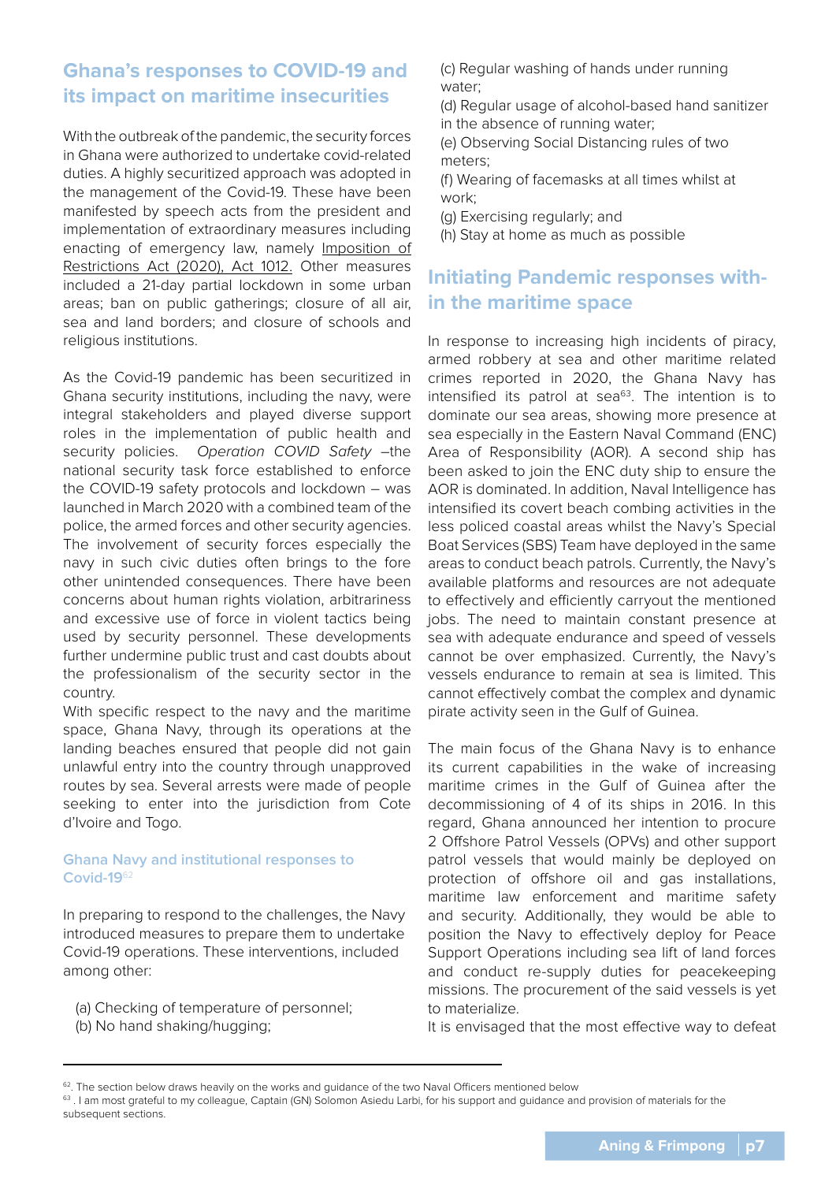## Ghana's responses to COVID-19 and its impact on maritime insecurities

With the outbreak of the pandemic, the security forces in Ghana were authorized to undertake covid-related duties. A highly securitized approach was adopted in the management of the Covid-19. These have been manifested by speech acts from the president and implementation of extraordinary measures including enacting of emergency law, namely Imposition of Restrictions Act (2020), Act 1012. Other measures included a 21-day partial lockdown in some urban areas; ban on public gatherings; closure of all air, sea and land borders; and closure of schools and religious institutions.

As the Covid-19 pandemic has been securitized in Ghana security institutions, including the navy, were integral stakeholders and played diverse support roles in the implementation of public health and security policies. *Operation COVID Safety* –the national security task force established to enforce the COVID-19 safety protocols and lockdown – was launched in March 2020 with a combined team of the police, the armed forces and other security agencies. The involvement of security forces especially the navy in such civic duties often brings to the fore other unintended consequences. There have been concerns about human rights violation, arbitrariness and excessive use of force in violent tactics being used by security personnel. These developments further undermine public trust and cast doubts about the professionalism of the security sector in the country.

With specific respect to the navy and the maritime space, Ghana Navy, through its operations at the landing beaches ensured that people did not gain unlawful entry into the country through unapproved routes by sea. Several arrests were made of people seeking to enter into the jurisdiction from Cote d'Ivoire and Togo.

### Ghana Navy and institutional responses to Covid-19[62]

In preparing to respond to the challenges, the Navy introduced measures to prepare them to undertake Covid-19 operations. These interventions, included among other:

(a) Checking of temperature of personnel;
(b) No hand shaking/hugging;
(c) Regular washing of hands under running water;
(d) Regular usage of alcohol-based hand sanitizer in the absence of running water;
(e) Observing Social Distancing rules of two meters;
(f) Wearing of facemasks at all times whilst at work;
(g) Exercising regularly; and
(h) Stay at home as much as possible

## Initiating Pandemic responses within the maritime space

In response to increasing high incidents of piracy, armed robbery at sea and other maritime related crimes reported in 2020, the Ghana Navy has intensified its patrol at sea[63]. The intention is to dominate our sea areas, showing more presence at sea especially in the Eastern Naval Command (ENC) Area of Responsibility (AOR). A second ship has been asked to join the ENC duty ship to ensure the AOR is dominated. In addition, Naval Intelligence has intensified its covert beach combing activities in the less policed coastal areas whilst the Navy's Special Boat Services (SBS) Team have deployed in the same areas to conduct beach patrols. Currently, the Navy's available platforms and resources are not adequate to effectively and efficiently carryout the mentioned jobs. The need to maintain constant presence at sea with adequate endurance and speed of vessels cannot be over emphasized. Currently, the Navy's vessels endurance to remain at sea is limited. This cannot effectively combat the complex and dynamic pirate activity seen in the Gulf of Guinea.

The main focus of the Ghana Navy is to enhance its current capabilities in the wake of increasing maritime crimes in the Gulf of Guinea after the decommissioning of 4 of its ships in 2016. In this regard, Ghana announced her intention to procure 2 Offshore Patrol Vessels (OPVs) and other support patrol vessels that would mainly be deployed on protection of offshore oil and gas installations, maritime law enforcement and maritime safety and security. Additionally, they would be able to position the Navy to effectively deploy for Peace Support Operations including sea lift of land forces and conduct re-supply duties for peacekeeping missions. The procurement of the said vessels is yet to materialize.

It is envisaged that the most effective way to defeat

---

[62]. The section below draws heavily on the works and guidance of the two Naval Officers mentioned below

[63] . I am most grateful to my colleague, Captain (GN) Solomon Asiedu Larbi, for his support and guidance and provision of materials for the subsequent sections.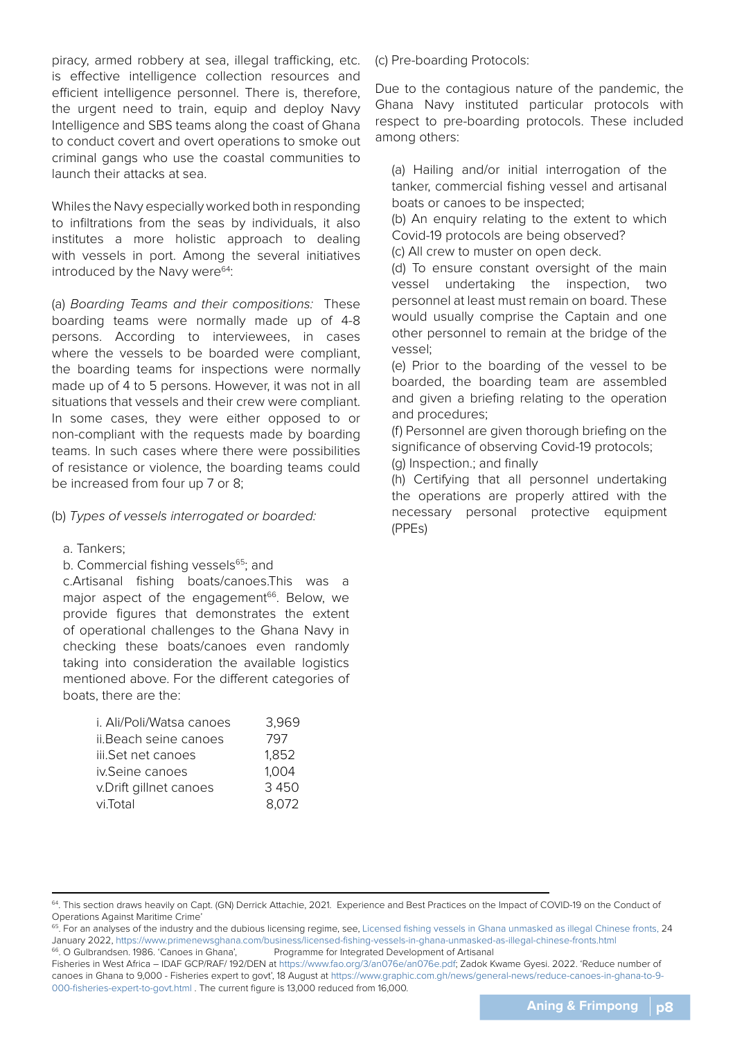piracy, armed robbery at sea, illegal trafficking, etc. is effective intelligence collection resources and efficient intelligence personnel. There is, therefore, the urgent need to train, equip and deploy Navy Intelligence and SBS teams along the coast of Ghana to conduct covert and overt operations to smoke out criminal gangs who use the coastal communities to launch their attacks at sea.

Whiles the Navy especially worked both in responding to infiltrations from the seas by individuals, it also institutes a more holistic approach to dealing with vessels in port. Among the several initiatives introduced by the Navy were[64]:

(a) *Boarding Teams and their compositions:* These boarding teams were normally made up of 4-8 persons. According to interviewees, in cases where the vessels to be boarded were compliant, the boarding teams for inspections were normally made up of 4 to 5 persons. However, it was not in all situations that vessels and their crew were compliant. In some cases, they were either opposed to or non-compliant with the requests made by boarding teams. In such cases where there were possibilities of resistance or violence, the boarding teams could be increased from four up 7 or 8;

(b) *Types of vessels interrogated or boarded:*

a. Tankers;
b. Commercial fishing vessels[65]; and
c.Artisanal fishing boats/canoes.This was a major aspect of the engagement[66]. Below, we provide figures that demonstrates the extent of operational challenges to the Ghana Navy in checking these boats/canoes even randomly taking into consideration the available logistics mentioned above. For the different categories of boats, there are the:

| | |
|---|---|
| i. Ali/Poli/Watsa canoes | 3,969 |
| ii.Beach seine canoes | 797 |
| iii.Set net canoes | 1,852 |
| iv.Seine canoes | 1,004 |
| v.Drift gillnet canoes | 3 450 |
| vi.Total | 8,072 |

(c) Pre-boarding Protocols:

Due to the contagious nature of the pandemic, the Ghana Navy instituted particular protocols with respect to pre-boarding protocols. These included among others:

(a) Hailing and/or initial interrogation of the tanker, commercial fishing vessel and artisanal boats or canoes to be inspected;
(b) An enquiry relating to the extent to which Covid-19 protocols are being observed?
(c) All crew to muster on open deck.
(d) To ensure constant oversight of the main vessel undertaking the inspection, two personnel at least must remain on board. These would usually comprise the Captain and one other personnel to remain at the bridge of the vessel;
(e) Prior to the boarding of the vessel to be boarded, the boarding team are assembled and given a briefing relating to the operation and procedures;
(f) Personnel are given thorough briefing on the significance of observing Covid-19 protocols;
(g) Inspection.; and finally
(h) Certifying that all personnel undertaking the operations are properly attired with the necessary personal protective equipment (PPEs)

---

[64]. This section draws heavily on Capt. (GN) Derrick Attachie, 2021. Experience and Best Practices on the Impact of COVID-19 on the Conduct of Operations Against Maritime Crime'

[65]. For an analyses of the industry and the dubious licensing regime, see, Licensed fishing vessels in Ghana unmasked as illegal Chinese fronts, 24 January 2022, https://www.primenewsghana.com/business/licensed-fishing-vessels-in-ghana-unmasked-as-illegal-chinese-fronts.html

[66]. O Gulbrandsen. 1986. 'Canoes in Ghana', Programme for Integrated Development of Artisanal Fisheries in West Africa – IDAF GCP/RAF/ 192/DEN at https://www.fao.org/3/an076e/an076e.pdf; Zadok Kwame Gyesi. 2022. 'Reduce number of canoes in Ghana to 9,000 - Fisheries expert to govt', 18 August at https://www.graphic.com.gh/news/general-news/reduce-canoes-in-ghana-to-9-000-fisheries-expert-to-govt.html . The current figure is 13,000 reduced from 16,000.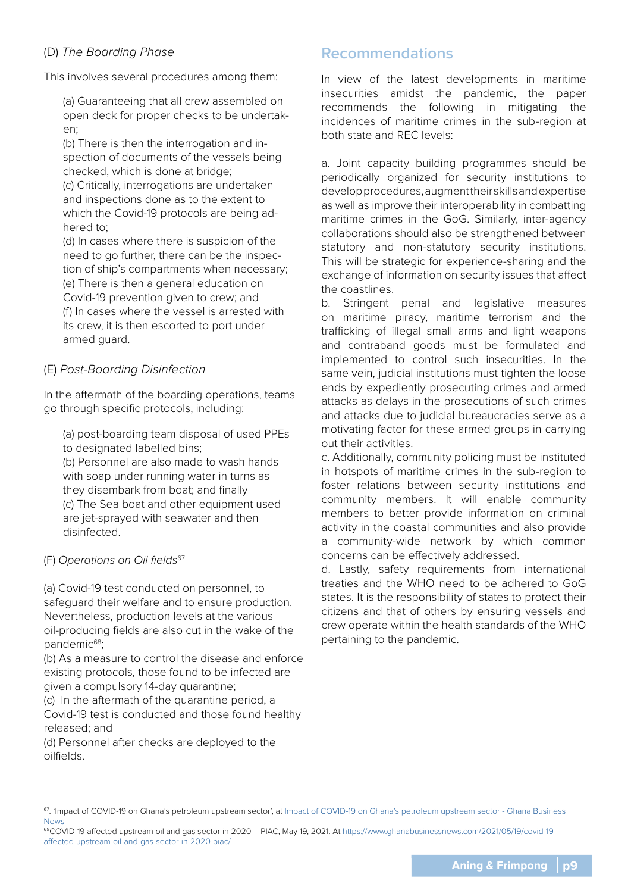(D) *The Boarding Phase*

This involves several procedures among them:

(a) Guaranteeing that all crew assembled on open deck for proper checks to be undertaken;
(b) There is then the interrogation and inspection of documents of the vessels being checked, which is done at bridge;
(c) Critically, interrogations are undertaken and inspections done as to the extent to which the Covid-19 protocols are being adhered to;
(d) In cases where there is suspicion of the need to go further, there can be the inspection of ship's compartments when necessary;
(e) There is then a general education on Covid-19 prevention given to crew; and
(f) In cases where the vessel is arrested with its crew, it is then escorted to port under armed guard.

(E) *Post-Boarding Disinfection*

In the aftermath of the boarding operations, teams go through specific protocols, including:

(a) post-boarding team disposal of used PPEs to designated labelled bins;
(b) Personnel are also made to wash hands with soap under running water in turns as they disembark from boat; and finally
(c) The Sea boat and other equipment used are jet-sprayed with seawater and then disinfected.

(F) *Operations on Oil fields*[67]

(a) Covid-19 test conducted on personnel, to safeguard their welfare and to ensure production. Nevertheless, production levels at the various oil-producing fields are also cut in the wake of the pandemic[68];
(b) As a measure to control the disease and enforce existing protocols, those found to be infected are given a compulsory 14-day quarantine;
(c) In the aftermath of the quarantine period, a Covid-19 test is conducted and those found healthy released; and
(d) Personnel after checks are deployed to the oilfields.

## Recommendations

In view of the latest developments in maritime insecurities amidst the pandemic, the paper recommends the following in mitigating the incidences of maritime crimes in the sub-region at both state and REC levels:

a. Joint capacity building programmes should be periodically organized for security institutions to develop procedures, augment their skills and expertise as well as improve their interoperability in combatting maritime crimes in the GoG. Similarly, inter-agency collaborations should also be strengthened between statutory and non-statutory security institutions. This will be strategic for experience-sharing and the exchange of information on security issues that affect the coastlines.
b. Stringent penal and legislative measures on maritime piracy, maritime terrorism and the trafficking of illegal small arms and light weapons and contraband goods must be formulated and implemented to control such insecurities. In the same vein, judicial institutions must tighten the loose ends by expediently prosecuting crimes and armed attacks as delays in the prosecutions of such crimes and attacks due to judicial bureaucracies serve as a motivating factor for these armed groups in carrying out their activities.
c. Additionally, community policing must be instituted in hotspots of maritime crimes in the sub-region to foster relations between security institutions and community members. It will enable community members to better provide information on criminal activity in the coastal communities and also provide a community-wide network by which common concerns can be effectively addressed.
d. Lastly, safety requirements from international treaties and the WHO need to be adhered to GoG states. It is the responsibility of states to protect their citizens and that of others by ensuring vessels and crew operate within the health standards of the WHO pertaining to the pandemic.

---

[67]. 'Impact of COVID-19 on Ghana's petroleum upstream sector', at Impact of COVID-19 on Ghana's petroleum upstream sector - Ghana Business News

[68] COVID-19 affected upstream oil and gas sector in 2020 – PIAC, May 19, 2021. At https://www.ghanabusinessnews.com/2021/05/19/covid-19-affected-upstream-oil-and-gas-sector-in-2020-piac/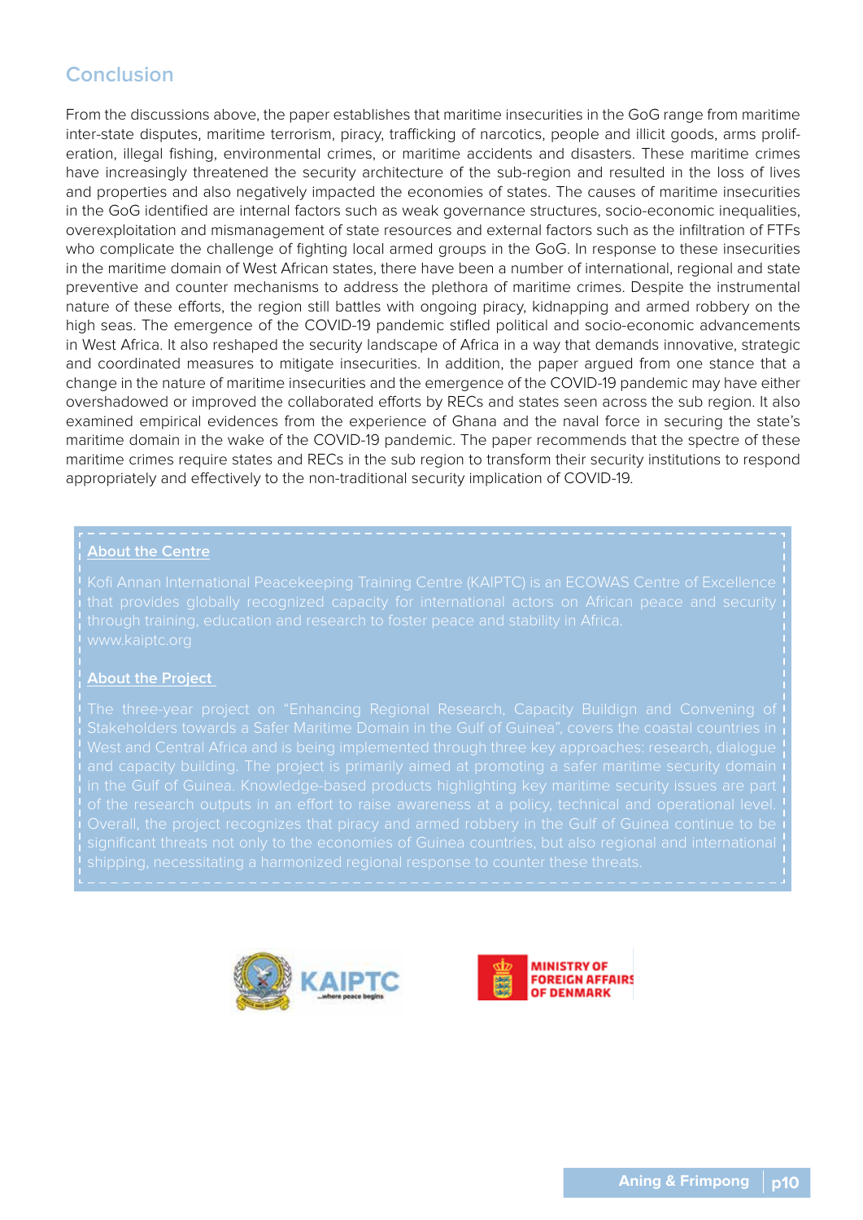## Conclusion

From the discussions above, the paper establishes that maritime insecurities in the GoG range from maritime inter-state disputes, maritime terrorism, piracy, trafficking of narcotics, people and illicit goods, arms proliferation, illegal fishing, environmental crimes, or maritime accidents and disasters. These maritime crimes have increasingly threatened the security architecture of the sub-region and resulted in the loss of lives and properties and also negatively impacted the economies of states. The causes of maritime insecurities in the GoG identified are internal factors such as weak governance structures, socio-economic inequalities, overexploitation and mismanagement of state resources and external factors such as the infiltration of FTFs who complicate the challenge of fighting local armed groups in the GoG. In response to these insecurities in the maritime domain of West African states, there have been a number of international, regional and state preventive and counter mechanisms to address the plethora of maritime crimes. Despite the instrumental nature of these efforts, the region still battles with ongoing piracy, kidnapping and armed robbery on the high seas. The emergence of the COVID-19 pandemic stifled political and socio-economic advancements in West Africa. It also reshaped the security landscape of Africa in a way that demands innovative, strategic and coordinated measures to mitigate insecurities. In addition, the paper argued from one stance that a change in the nature of maritime insecurities and the emergence of the COVID-19 pandemic may have either overshadowed or improved the collaborated efforts by RECs and states seen across the sub region. It also examined empirical evidences from the experience of Ghana and the naval force in securing the state's maritime domain in the wake of the COVID-19 pandemic. The paper recommends that the spectre of these maritime crimes require states and RECs in the sub region to transform their security institutions to respond appropriately and effectively to the non-traditional security implication of COVID-19.

**About the Centre**

Kofi Annan International Peacekeeping Training Centre (KAIPTC) is an ECOWAS Centre of Excellence that provides globally recognized capacity for international actors on African peace and security through training, education and research to foster peace and stability in Africa.
www.kaiptc.org

**About the Project**

The three-year project on "Enhancing Regional Research, Capacity Buildign and Convening of Stakeholders towards a Safer Maritime Domain in the Gulf of Guinea", covers the coastal countries in West and Central Africa and is being implemented through three key approaches: research, dialogue and capacity building. The project is primarily aimed at promoting a safer maritime security domain in the Gulf of Guinea. Knowledge-based products highlighting key maritime security issues are part of the research outputs in an effort to raise awareness at a policy, technical and operational level. Overall, the project recognizes that piracy and armed robbery in the Gulf of Guinea continue to be significant threats not only to the economies of Guinea countries, but also regional and international shipping, necessitating a harmonized regional response to counter these threats.

KAIPTC ...where peace begins

MINISTRY OF FOREIGN AFFAIRS OF DENMARK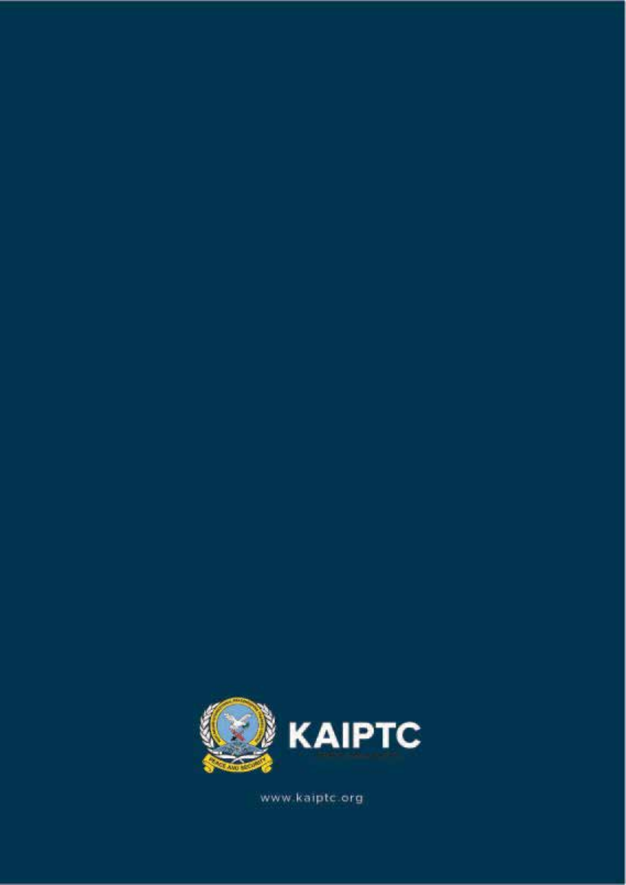KAIPTC

www.kaiptc.org